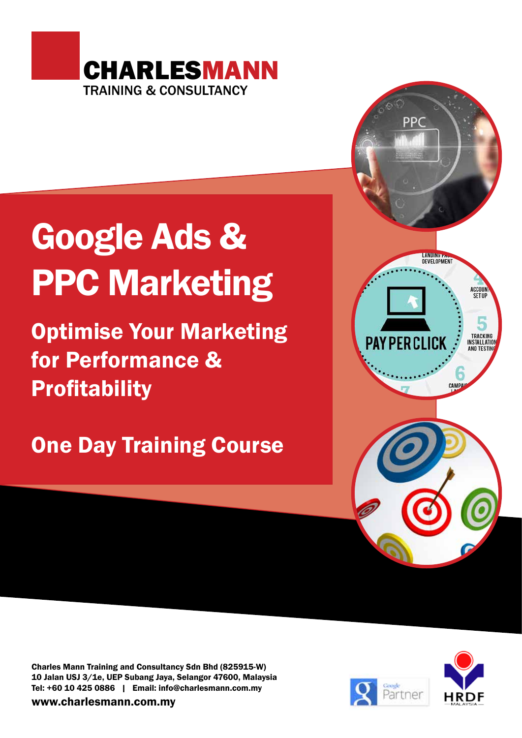**CHARLESMANN**
TRAINING & CONSULTANCY

# Google Ads & PPC Marketing

## Optimise Your Marketing for Performance & Profitability

## One Day Training Course

**Charles Mann Training and Consultancy Sdn Bhd (825915-W)**
**10 Jalan USJ 3/1e, UEP Subang Jaya, Selangor 47600, Malaysia**
**Tel: +60 10 425 0886 | Email: info@charlesmann.com.my**
**www.charlesmann.com.my**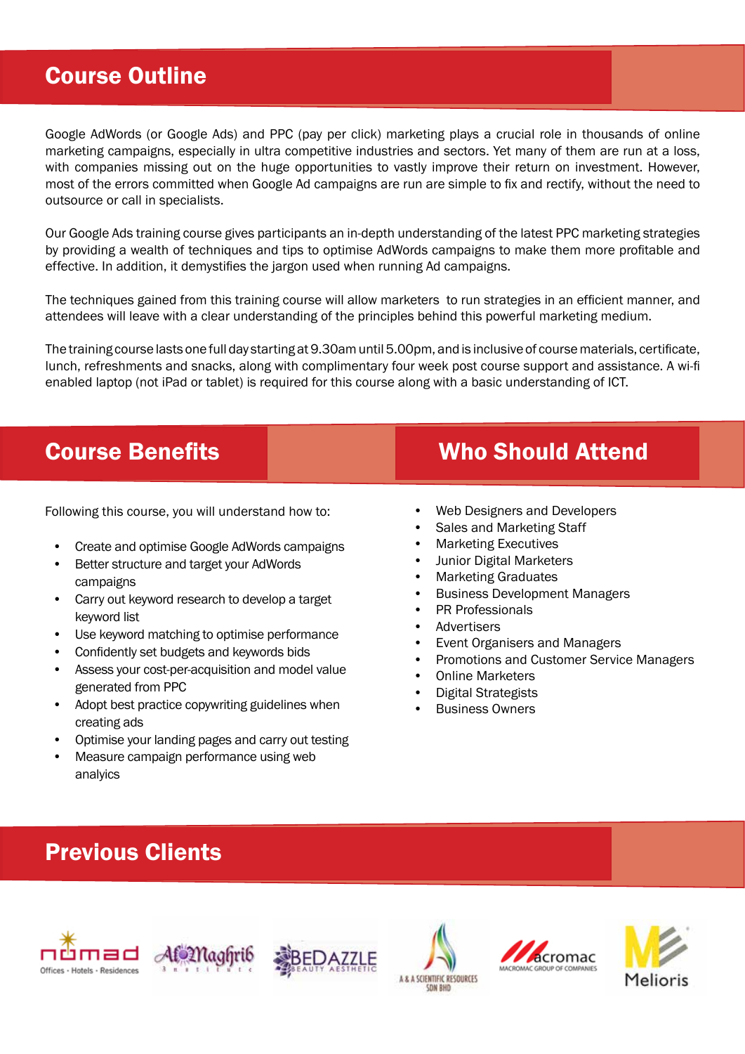## Course Outline

Google AdWords (or Google Ads) and PPC (pay per click) marketing plays a crucial role in thousands of online marketing campaigns, especially in ultra competitive industries and sectors. Yet many of them are run at a loss, with companies missing out on the huge opportunities to vastly improve their return on investment. However, most of the errors committed when Google Ad campaigns are run are simple to fix and rectify, without the need to outsource or call in specialists.

Our Google Ads training course gives participants an in-depth understanding of the latest PPC marketing strategies by providing a wealth of techniques and tips to optimise AdWords campaigns to make them more profitable and effective. In addition, it demystifies the jargon used when running Ad campaigns.

The techniques gained from this training course will allow marketers to run strategies in an efficient manner, and attendees will leave with a clear understanding of the principles behind this powerful marketing medium.

The training course lasts one full day starting at 9.30am until 5.00pm, and is inclusive of course materials, certificate, lunch, refreshments and snacks, along with complimentary four week post course support and assistance. A wi-fi enabled laptop (not iPad or tablet) is required for this course along with a basic understanding of ICT.

## Course Benefits

Following this course, you will understand how to:

- Create and optimise Google AdWords campaigns
- Better structure and target your AdWords campaigns
- Carry out keyword research to develop a target keyword list
- Use keyword matching to optimise performance
- Confidently set budgets and keywords bids
- Assess your cost-per-acquisition and model value generated from PPC
- Adopt best practice copywriting guidelines when creating ads
- Optimise your landing pages and carry out testing
- Measure campaign performance using web analyics

## Who Should Attend

- Web Designers and Developers
- Sales and Marketing Staff
- Marketing Executives
- Junior Digital Marketers
- Marketing Graduates
- Business Development Managers
- PR Professionals
- Advertisers
- Event Organisers and Managers
- Promotions and Customer Service Managers
- Online Marketers
- Digital Strategists
- Business Owners

## Previous Clients

nomad Offices · Hotels · Residences | Al-Maghrib Institute | BEDAZZLE Beauty Aesthetic | A & A Scientific Resources Sdn Bhd | Macromac Macromac Group of Companies | Melioris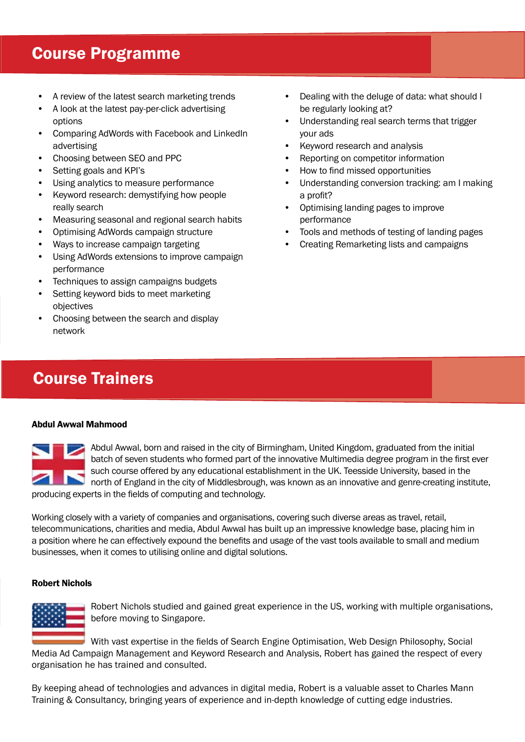## Course Programme

- A review of the latest search marketing trends
- A look at the latest pay-per-click advertising options
- Comparing AdWords with Facebook and LinkedIn advertising
- Choosing between SEO and PPC
- Setting goals and KPI's
- Using analytics to measure performance
- Keyword research: demystifying how people really search
- Measuring seasonal and regional search habits
- Optimising AdWords campaign structure
- Ways to increase campaign targeting
- Using AdWords extensions to improve campaign performance
- Techniques to assign campaigns budgets
- Setting keyword bids to meet marketing objectives
- Choosing between the search and display network
- Dealing with the deluge of data: what should I be regularly looking at?
- Understanding real search terms that trigger your ads
- Keyword research and analysis
- Reporting on competitor information
- How to find missed opportunities
- Understanding conversion tracking: am I making a profit?
- Optimising landing pages to improve performance
- Tools and methods of testing of landing pages
- Creating Remarketing lists and campaigns

## Course Trainers

**Abdul Awwal Mahmood**

Abdul Awwal, born and raised in the city of Birmingham, United Kingdom, graduated from the initial batch of seven students who formed part of the innovative Multimedia degree program in the first ever such course offered by any educational establishment in the UK. Teesside University, based in the north of England in the city of Middlesbrough, was known as an innovative and genre-creating institute, producing experts in the fields of computing and technology.

Working closely with a variety of companies and organisations, covering such diverse areas as travel, retail, telecommunications, charities and media, Abdul Awwal has built up an impressive knowledge base, placing him in a position where he can effectively expound the benefits and usage of the vast tools available to small and medium businesses, when it comes to utilising online and digital solutions.

**Robert Nichols**

Robert Nichols studied and gained great experience in the US, working with multiple organisations, before moving to Singapore.

With vast expertise in the fields of Search Engine Optimisation, Web Design Philosophy, Social Media Ad Campaign Management and Keyword Research and Analysis, Robert has gained the respect of every organisation he has trained and consulted.

By keeping ahead of technologies and advances in digital media, Robert is a valuable asset to Charles Mann Training & Consultancy, bringing years of experience and in-depth knowledge of cutting edge industries.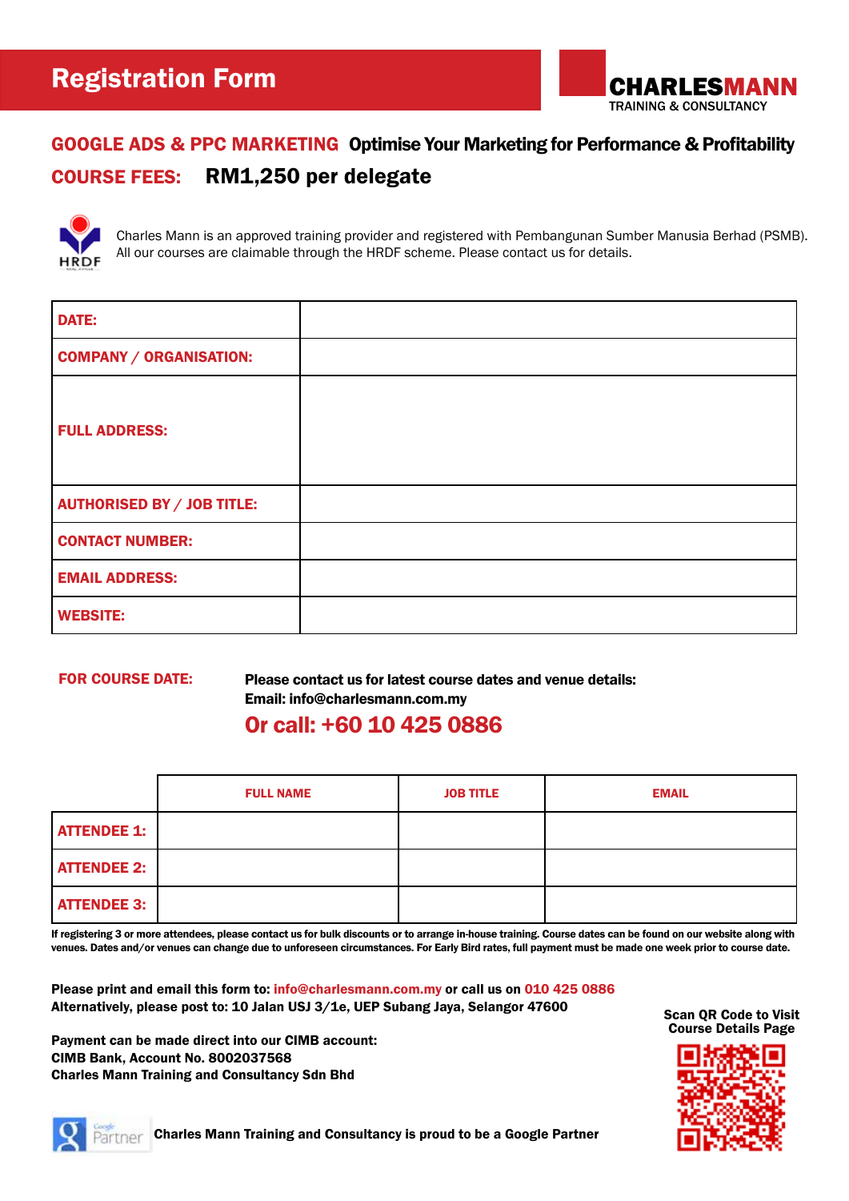# Registration Form

**CHARLESMANN**
TRAINING & CONSULTANCY

## GOOGLE ADS & PPC MARKETING Optimise Your Marketing for Performance & Profitability

## COURSE FEES: RM1,250 per delegate

HRDF

Charles Mann is an approved training provider and registered with Pembangunan Sumber Manusia Berhad (PSMB). All our courses are claimable through the HRDF scheme. Please contact us for details.

| | |
|---|---|
| **DATE:** | |
| **COMPANY / ORGANISATION:** | |
| **FULL ADDRESS:** | |
| **AUTHORISED BY / JOB TITLE:** | |
| **CONTACT NUMBER:** | |
| **EMAIL ADDRESS:** | |
| **WEBSITE:** | |

**FOR COURSE DATE:**

**Please contact us for latest course dates and venue details:**
**Email: info@charlesmann.com.my**

## Or call: +60 10 425 0886

| | FULL NAME | JOB TITLE | EMAIL |
|---|---|---|---|
| **ATTENDEE 1:** | | | |
| **ATTENDEE 2:** | | | |
| **ATTENDEE 3:** | | | |

**If registering 3 or more attendees, please contact us for bulk discounts or to arrange in-house training. Course dates can be found on our website along with venues. Dates and/or venues can change due to unforeseen circumstances. For Early Bird rates, full payment must be made one week prior to course date.**

**Please print and email this form to: info@charlesmann.com.my or call us on 010 425 0886**
**Alternatively, please post to: 10 Jalan USJ 3/1e, UEP Subang Jaya, Selangor 47600**

**Payment can be made direct into our CIMB account:**
**CIMB Bank, Account No. 8002037568**
**Charles Mann Training and Consultancy Sdn Bhd**

**Scan QR Code to Visit Course Details Page**

Google Partner

**Charles Mann Training and Consultancy is proud to be a Google Partner**